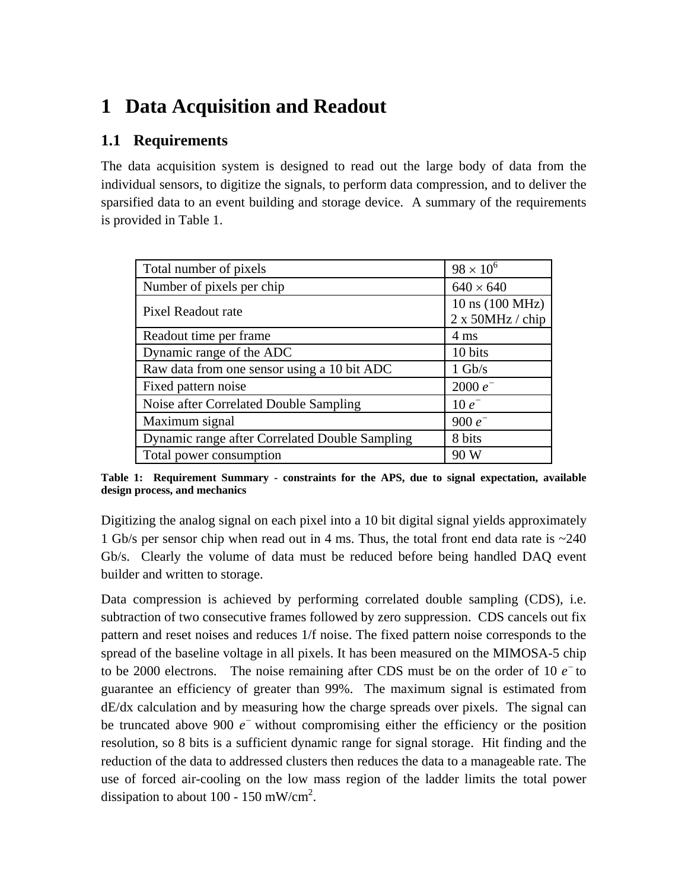// Note: This page has no detected images. Content is text and a table only.

# 1 Data Acquisition and Readout

## 1.1 Requirements

The data acquisition system is designed to read out the large body of data from the individual sensors, to digitize the signals, to perform data compression, and to deliver the sparsified data to an event building and storage device. A summary of the requirements is provided in Table 1.

| | |
|---|---|
| Total number of pixels | $98 \times 10^6$ |
| Number of pixels per chip | $640 \times 640$ |
| Pixel Readout rate | 10 ns (100 MHz)<br>2 x 50MHz / chip |
| Readout time per frame | 4 ms |
| Dynamic range of the ADC | 10 bits |
| Raw data from one sensor using a 10 bit ADC | 1 Gb/s |
| Fixed pattern noise | 2000 $e^-$ |
| Noise after Correlated Double Sampling | 10 $e^-$ |
| Maximum signal | 900 $e^-$ |
| Dynamic range after Correlated Double Sampling | 8 bits |
| Total power consumption | 90 W |

**Table 1: Requirement Summary - constraints for the APS, due to signal expectation, available design process, and mechanics**

Digitizing the analog signal on each pixel into a 10 bit digital signal yields approximately 1 Gb/s per sensor chip when read out in 4 ms. Thus, the total front end data rate is ~240 Gb/s. Clearly the volume of data must be reduced before being handled DAQ event builder and written to storage.

Data compression is achieved by performing correlated double sampling (CDS), i.e. subtraction of two consecutive frames followed by zero suppression. CDS cancels out fix pattern and reset noises and reduces 1/f noise. The fixed pattern noise corresponds to the spread of the baseline voltage in all pixels. It has been measured on the MIMOSA-5 chip to be 2000 electrons. The noise remaining after CDS must be on the order of 10 $e^-$ to guarantee an efficiency of greater than 99%. The maximum signal is estimated from dE/dx calculation and by measuring how the charge spreads over pixels. The signal can be truncated above 900 $e^-$ without compromising either the efficiency or the position resolution, so 8 bits is a sufficient dynamic range for signal storage. Hit finding and the reduction of the data to addressed clusters then reduces the data to a manageable rate. The use of forced air-cooling on the low mass region of the ladder limits the total power dissipation to about 100 - 150 mW/cm$^2$.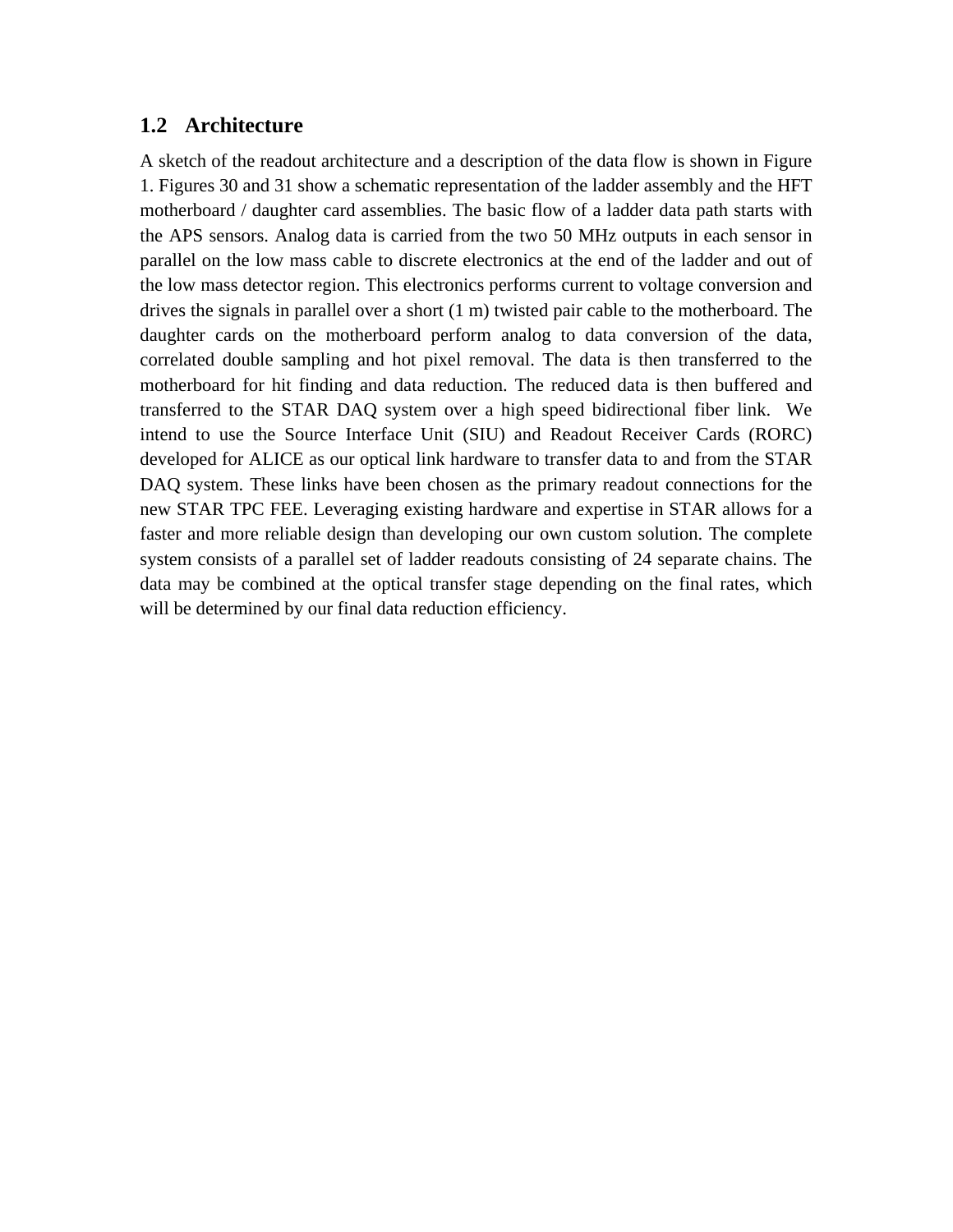## 1.2 Architecture

A sketch of the readout architecture and a description of the data flow is shown in Figure 1. Figures 30 and 31 show a schematic representation of the ladder assembly and the HFT motherboard / daughter card assemblies. The basic flow of a ladder data path starts with the APS sensors. Analog data is carried from the two 50 MHz outputs in each sensor in parallel on the low mass cable to discrete electronics at the end of the ladder and out of the low mass detector region. This electronics performs current to voltage conversion and drives the signals in parallel over a short (1 m) twisted pair cable to the motherboard. The daughter cards on the motherboard perform analog to data conversion of the data, correlated double sampling and hot pixel removal. The data is then transferred to the motherboard for hit finding and data reduction. The reduced data is then buffered and transferred to the STAR DAQ system over a high speed bidirectional fiber link. We intend to use the Source Interface Unit (SIU) and Readout Receiver Cards (RORC) developed for ALICE as our optical link hardware to transfer data to and from the STAR DAQ system. These links have been chosen as the primary readout connections for the new STAR TPC FEE. Leveraging existing hardware and expertise in STAR allows for a faster and more reliable design than developing our own custom solution. The complete system consists of a parallel set of ladder readouts consisting of 24 separate chains. The data may be combined at the optical transfer stage depending on the final rates, which will be determined by our final data reduction efficiency.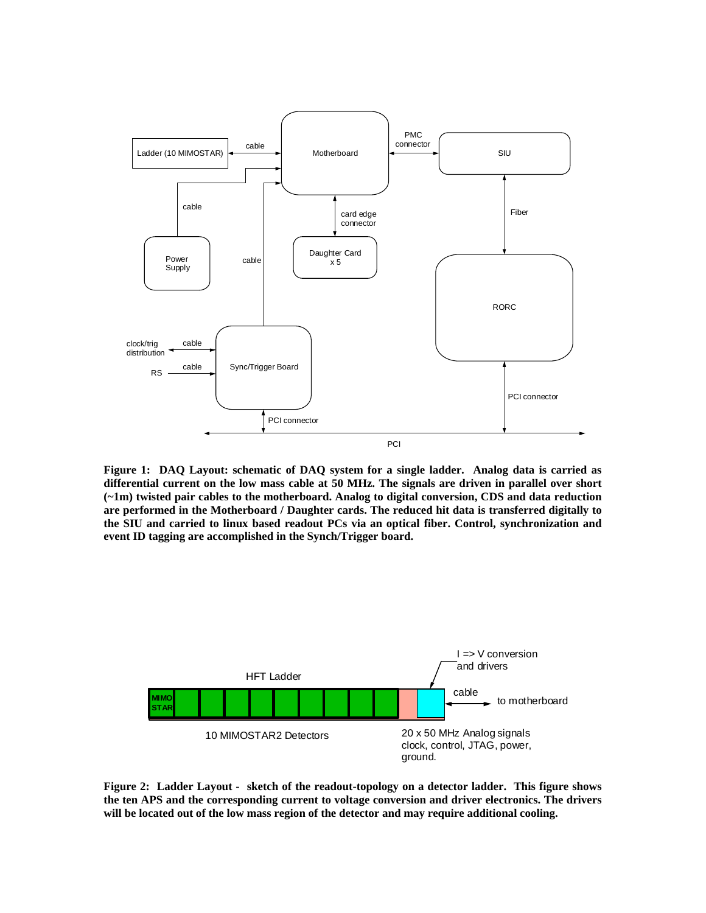**Figure 1: DAQ Layout: schematic of DAQ system for a single ladder. Analog data is carried as differential current on the low mass cable at 50 MHz. The signals are driven in parallel over short (~1m) twisted pair cables to the motherboard. Analog to digital conversion, CDS and data reduction are performed in the Motherboard / Daughter cards. The reduced hit data is transferred digitally to the SIU and carried to linux based readout PCs via an optical fiber. Control, synchronization and event ID tagging are accomplished in the Synch/Trigger board.**

**Figure 2: Ladder Layout - sketch of the readout-topology on a detector ladder. This figure shows the ten APS and the corresponding current to voltage conversion and driver electronics. The drivers will be located out of the low mass region of the detector and may require additional cooling.**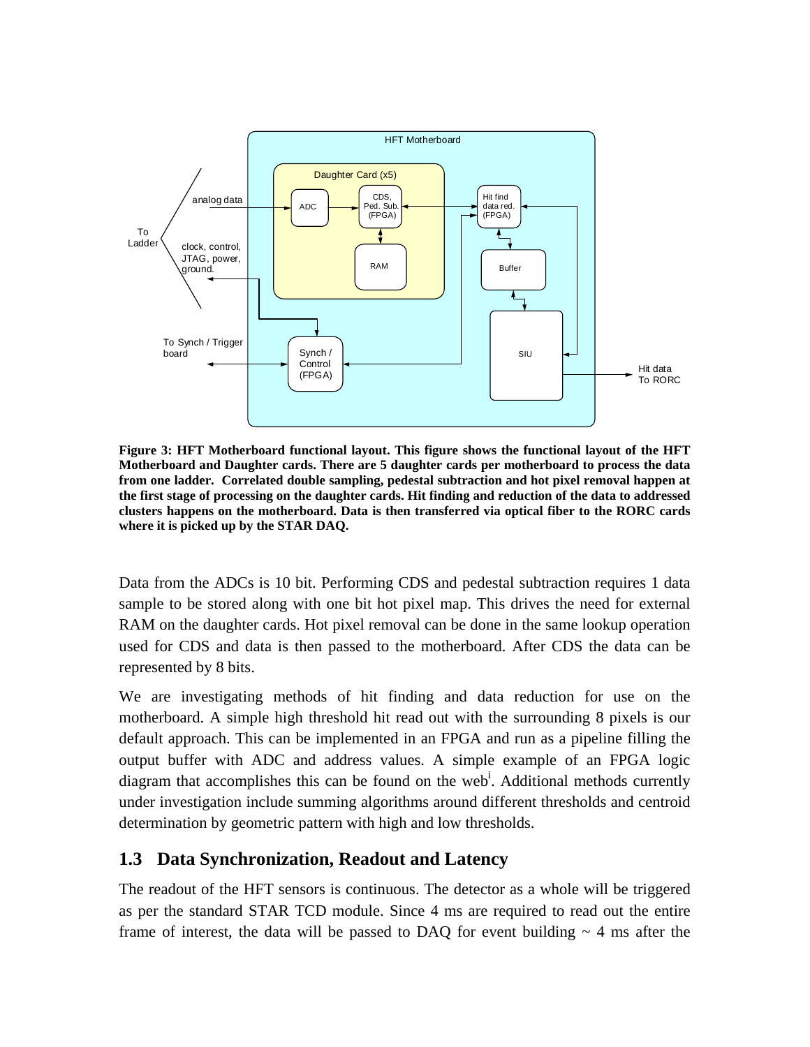**Figure 3: HFT Motherboard functional layout. This figure shows the functional layout of the HFT Motherboard and Daughter cards. There are 5 daughter cards per motherboard to process the data from one ladder. Correlated double sampling, pedestal subtraction and hot pixel removal happen at the first stage of processing on the daughter cards. Hit finding and reduction of the data to addressed clusters happens on the motherboard. Data is then transferred via optical fiber to the RORC cards where it is picked up by the STAR DAQ.**

Data from the ADCs is 10 bit. Performing CDS and pedestal subtraction requires 1 data sample to be stored along with one bit hot pixel map. This drives the need for external RAM on the daughter cards. Hot pixel removal can be done in the same lookup operation used for CDS and data is then passed to the motherboard. After CDS the data can be represented by 8 bits.

We are investigating methods of hit finding and data reduction for use on the motherboard. A simple high threshold hit read out with the surrounding 8 pixels is our default approach. This can be implemented in an FPGA and run as a pipeline filling the output buffer with ADC and address values. A simple example of an FPGA logic diagram that accomplishes this can be found on the web[i]. Additional methods currently under investigation include summing algorithms around different thresholds and centroid determination by geometric pattern with high and low thresholds.

## 1.3 Data Synchronization, Readout and Latency

The readout of the HFT sensors is continuous. The detector as a whole will be triggered as per the standard STAR TCD module. Since 4 ms are required to read out the entire frame of interest, the data will be passed to DAQ for event building ~ 4 ms after the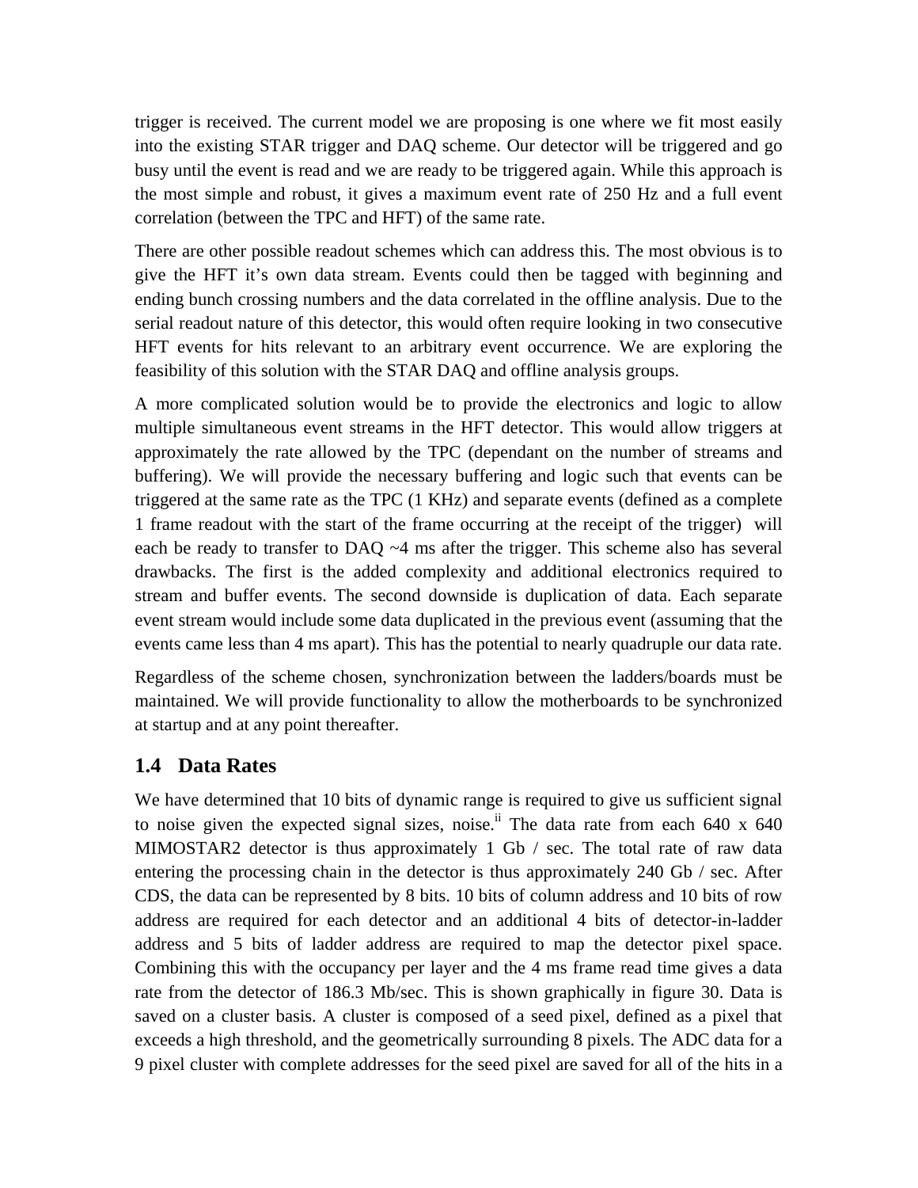trigger is received. The current model we are proposing is one where we fit most easily into the existing STAR trigger and DAQ scheme. Our detector will be triggered and go busy until the event is read and we are ready to be triggered again. While this approach is the most simple and robust, it gives a maximum event rate of 250 Hz and a full event correlation (between the TPC and HFT) of the same rate.

There are other possible readout schemes which can address this. The most obvious is to give the HFT it's own data stream. Events could then be tagged with beginning and ending bunch crossing numbers and the data correlated in the offline analysis. Due to the serial readout nature of this detector, this would often require looking in two consecutive HFT events for hits relevant to an arbitrary event occurrence. We are exploring the feasibility of this solution with the STAR DAQ and offline analysis groups.

A more complicated solution would be to provide the electronics and logic to allow multiple simultaneous event streams in the HFT detector. This would allow triggers at approximately the rate allowed by the TPC (dependant on the number of streams and buffering). We will provide the necessary buffering and logic such that events can be triggered at the same rate as the TPC (1 KHz) and separate events (defined as a complete 1 frame readout with the start of the frame occurring at the receipt of the trigger) will each be ready to transfer to DAQ ~4 ms after the trigger. This scheme also has several drawbacks. The first is the added complexity and additional electronics required to stream and buffer events. The second downside is duplication of data. Each separate event stream would include some data duplicated in the previous event (assuming that the events came less than 4 ms apart). This has the potential to nearly quadruple our data rate.

Regardless of the scheme chosen, synchronization between the ladders/boards must be maintained. We will provide functionality to allow the motherboards to be synchronized at startup and at any point thereafter.

## 1.4 Data Rates

We have determined that 10 bits of dynamic range is required to give us sufficient signal to noise given the expected signal sizes, noise.[ii] The data rate from each 640 x 640 MIMOSTAR2 detector is thus approximately 1 Gb / sec. The total rate of raw data entering the processing chain in the detector is thus approximately 240 Gb / sec. After CDS, the data can be represented by 8 bits. 10 bits of column address and 10 bits of row address are required for each detector and an additional 4 bits of detector-in-ladder address and 5 bits of ladder address are required to map the detector pixel space. Combining this with the occupancy per layer and the 4 ms frame read time gives a data rate from the detector of 186.3 Mb/sec. This is shown graphically in figure 30. Data is saved on a cluster basis. A cluster is composed of a seed pixel, defined as a pixel that exceeds a high threshold, and the geometrically surrounding 8 pixels. The ADC data for a 9 pixel cluster with complete addresses for the seed pixel are saved for all of the hits in a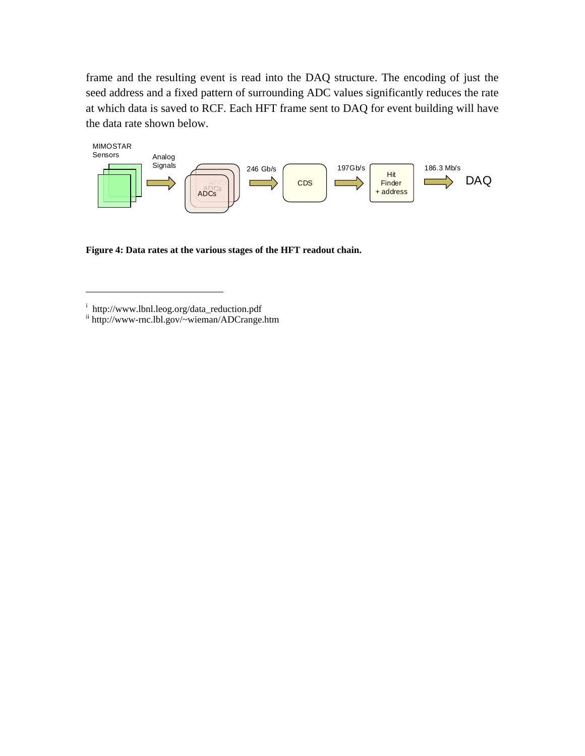frame and the resulting event is read into the DAQ structure. The encoding of just the seed address and a fixed pattern of surrounding ADC values significantly reduces the rate at which data is saved to RCF. Each HFT frame sent to DAQ for event building will have the data rate shown below.

MIMOSTAR Sensors
Analog Signals
ADCs
246 Gb/s
CDS
197Gb/s
Hit Finder + address
186.3 Mb/s
DAQ

**Figure 4: Data rates at the various stages of the HFT readout chain.**

---

[i] http://www.lbnl.leog.org/data_reduction.pdf
[ii] http://www-rnc.lbl.gov/~wieman/ADCrange.htm